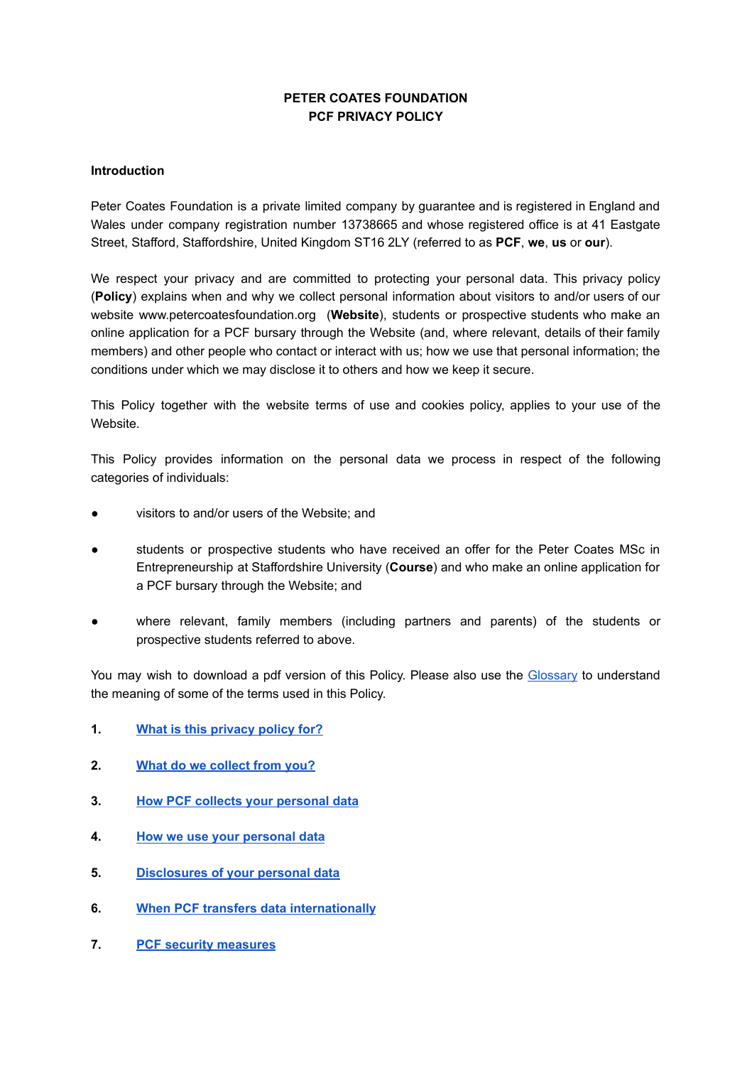# PETER COATES FOUNDATION
# PCF PRIVACY POLICY

## Introduction

Peter Coates Foundation is a private limited company by guarantee and is registered in England and Wales under company registration number 13738665 and whose registered office is at 41 Eastgate Street, Stafford, Staffordshire, United Kingdom ST16 2LY (referred to as **PCF**, **we**, **us** or **our**).

We respect your privacy and are committed to protecting your personal data. This privacy policy (**Policy**) explains when and why we collect personal information about visitors to and/or users of our website www.petercoatesfoundation.org (**Website**), students or prospective students who make an online application for a PCF bursary through the Website (and, where relevant, details of their family members) and other people who contact or interact with us; how we use that personal information; the conditions under which we may disclose it to others and how we keep it secure.

This Policy together with the website terms of use and cookies policy, applies to your use of the Website.

This Policy provides information on the personal data we process in respect of the following categories of individuals:

- visitors to and/or users of the Website; and
- students or prospective students who have received an offer for the Peter Coates MSc in Entrepreneurship at Staffordshire University (**Course**) and who make an online application for a PCF bursary through the Website; and
- where relevant, family members (including partners and parents) of the students or prospective students referred to above.

You may wish to download a pdf version of this Policy. Please also use the Glossary to understand the meaning of some of the terms used in this Policy.

1. **What is this privacy policy for?**
2. **What do we collect from you?**
3. **How PCF collects your personal data**
4. **How we use your personal data**
5. **Disclosures of your personal data**
6. **When PCF transfers data internationally**
7. **PCF security measures**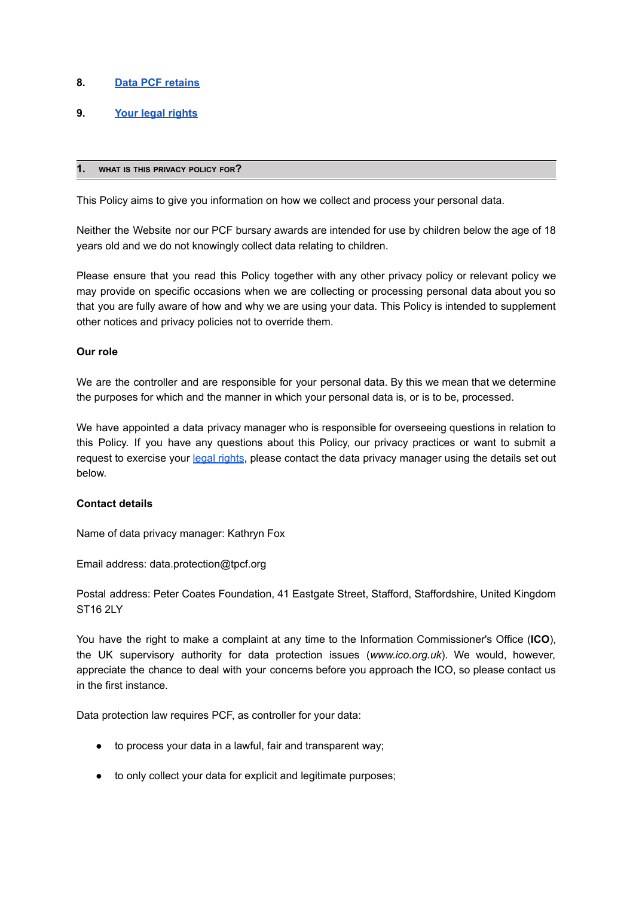8. [Data PCF retains](#)

9. [Your legal rights](#)

## 1. WHAT IS THIS PRIVACY POLICY FOR?

This Policy aims to give you information on how we collect and process your personal data.

Neither the Website nor our PCF bursary awards are intended for use by children below the age of 18 years old and we do not knowingly collect data relating to children.

Please ensure that you read this Policy together with any other privacy policy or relevant policy we may provide on specific occasions when we are collecting or processing personal data about you so that you are fully aware of how and why we are using your data. This Policy is intended to supplement other notices and privacy policies not to override them.

**Our role**

We are the controller and are responsible for your personal data. By this we mean that we determine the purposes for which and the manner in which your personal data is, or is to be, processed.

We have appointed a data privacy manager who is responsible for overseeing questions in relation to this Policy. If you have any questions about this Policy, our privacy practices or want to submit a request to exercise your [legal rights](#), please contact the data privacy manager using the details set out below.

**Contact details**

Name of data privacy manager: Kathryn Fox

Email address: data.protection@tpcf.org

Postal address: Peter Coates Foundation, 41 Eastgate Street, Stafford, Staffordshire, United Kingdom ST16 2LY

You have the right to make a complaint at any time to the Information Commissioner's Office (**ICO**), the UK supervisory authority for data protection issues (*www.ico.org.uk*). We would, however, appreciate the chance to deal with your concerns before you approach the ICO, so please contact us in the first instance.

Data protection law requires PCF, as controller for your data:

- to process your data in a lawful, fair and transparent way;
- to only collect your data for explicit and legitimate purposes;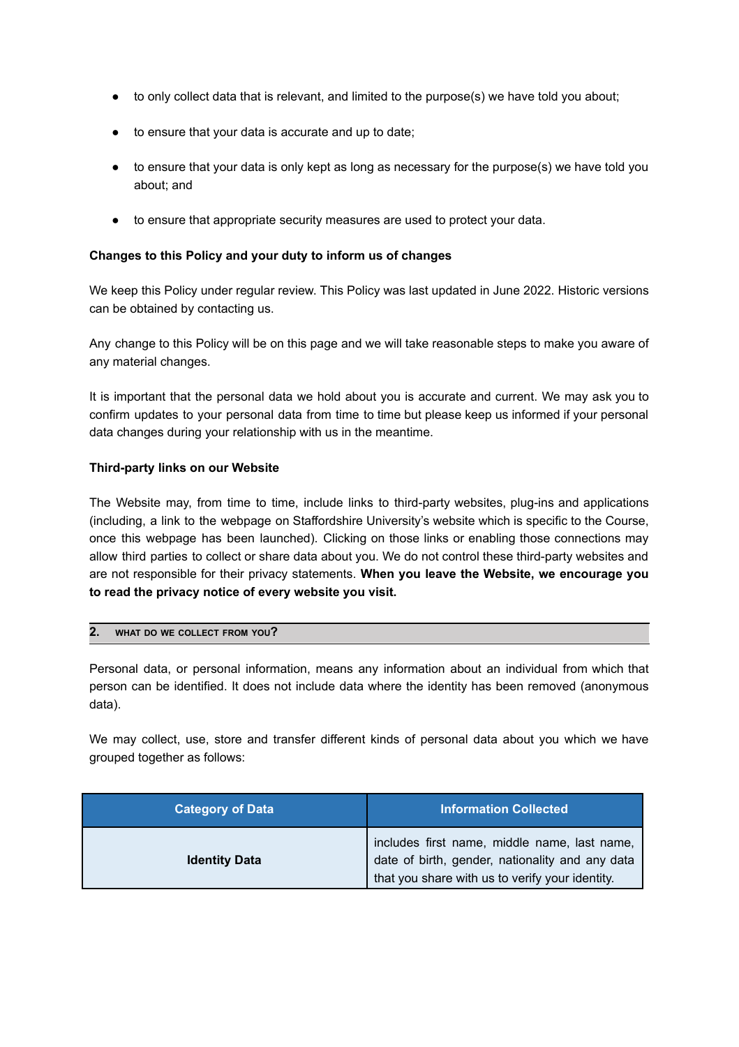- to only collect data that is relevant, and limited to the purpose(s) we have told you about;
- to ensure that your data is accurate and up to date;
- to ensure that your data is only kept as long as necessary for the purpose(s) we have told you about; and
- to ensure that appropriate security measures are used to protect your data.

**Changes to this Policy and your duty to inform us of changes**

We keep this Policy under regular review. This Policy was last updated in June 2022. Historic versions can be obtained by contacting us.

Any change to this Policy will be on this page and we will take reasonable steps to make you aware of any material changes.

It is important that the personal data we hold about you is accurate and current. We may ask you to confirm updates to your personal data from time to time but please keep us informed if your personal data changes during your relationship with us in the meantime.

**Third-party links on our Website**

The Website may, from time to time, include links to third-party websites, plug-ins and applications (including, a link to the webpage on Staffordshire University's website which is specific to the Course, once this webpage has been launched). Clicking on those links or enabling those connections may allow third parties to collect or share data about you. We do not control these third-party websites and are not responsible for their privacy statements. **When you leave the Website, we encourage you to read the privacy notice of every website you visit.**

## 2. WHAT DO WE COLLECT FROM YOU?

Personal data, or personal information, means any information about an individual from which that person can be identified. It does not include data where the identity has been removed (anonymous data).

We may collect, use, store and transfer different kinds of personal data about you which we have grouped together as follows:

| Category of Data | Information Collected |
| --- | --- |
| **Identity Data** | includes first name, middle name, last name, date of birth, gender, nationality and any data that you share with us to verify your identity. |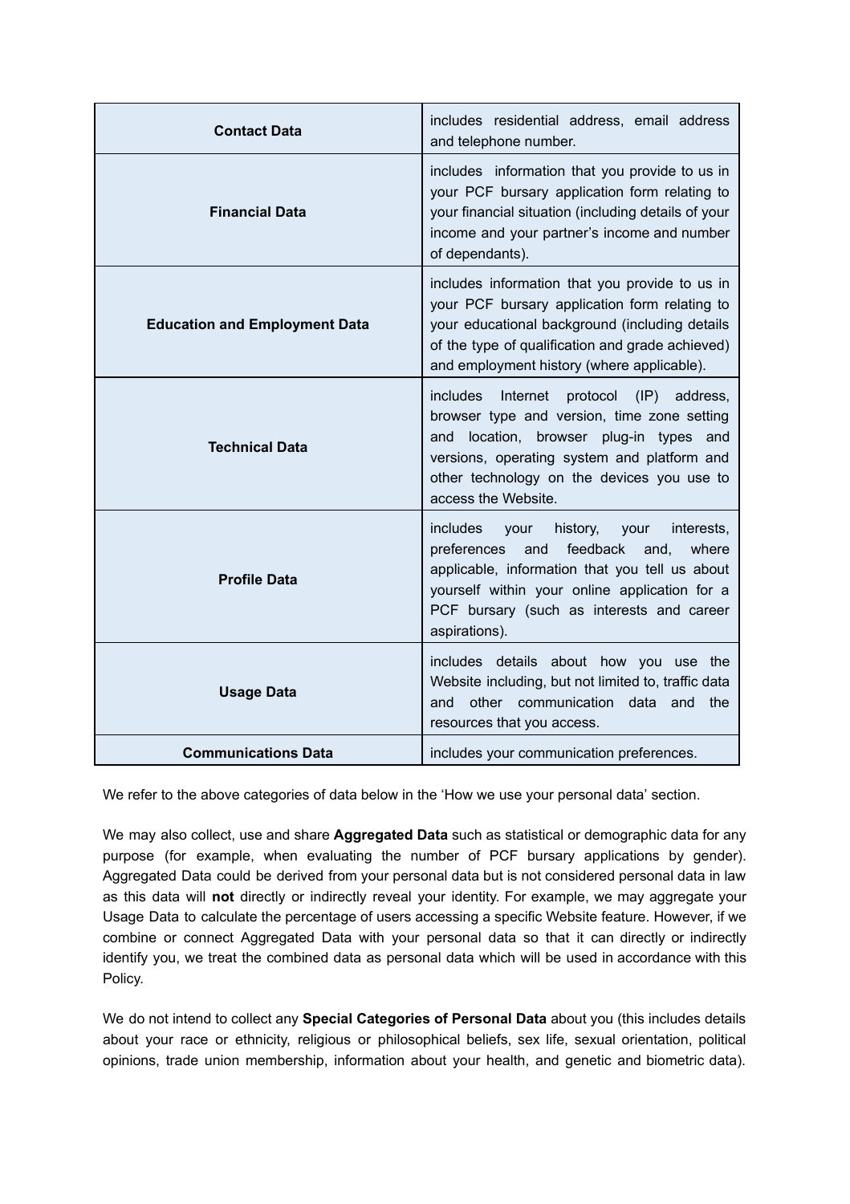| | |
|---|---|
| **Contact Data** | includes residential address, email address and telephone number. |
| **Financial Data** | includes information that you provide to us in your PCF bursary application form relating to your financial situation (including details of your income and your partner's income and number of dependants). |
| **Education and Employment Data** | includes information that you provide to us in your PCF bursary application form relating to your educational background (including details of the type of qualification and grade achieved) and employment history (where applicable). |
| **Technical Data** | includes Internet protocol (IP) address, browser type and version, time zone setting and location, browser plug-in types and versions, operating system and platform and other technology on the devices you use to access the Website. |
| **Profile Data** | includes your history, your interests, preferences and feedback and, where applicable, information that you tell us about yourself within your online application for a PCF bursary (such as interests and career aspirations). |
| **Usage Data** | includes details about how you use the Website including, but not limited to, traffic data and other communication data and the resources that you access. |
| **Communications Data** | includes your communication preferences. |

We refer to the above categories of data below in the 'How we use your personal data' section.

We may also collect, use and share **Aggregated Data** such as statistical or demographic data for any purpose (for example, when evaluating the number of PCF bursary applications by gender). Aggregated Data could be derived from your personal data but is not considered personal data in law as this data will **not** directly or indirectly reveal your identity. For example, we may aggregate your Usage Data to calculate the percentage of users accessing a specific Website feature. However, if we combine or connect Aggregated Data with your personal data so that it can directly or indirectly identify you, we treat the combined data as personal data which will be used in accordance with this Policy.

We do not intend to collect any **Special Categories of Personal Data** about you (this includes details about your race or ethnicity, religious or philosophical beliefs, sex life, sexual orientation, political opinions, trade union membership, information about your health, and genetic and biometric data).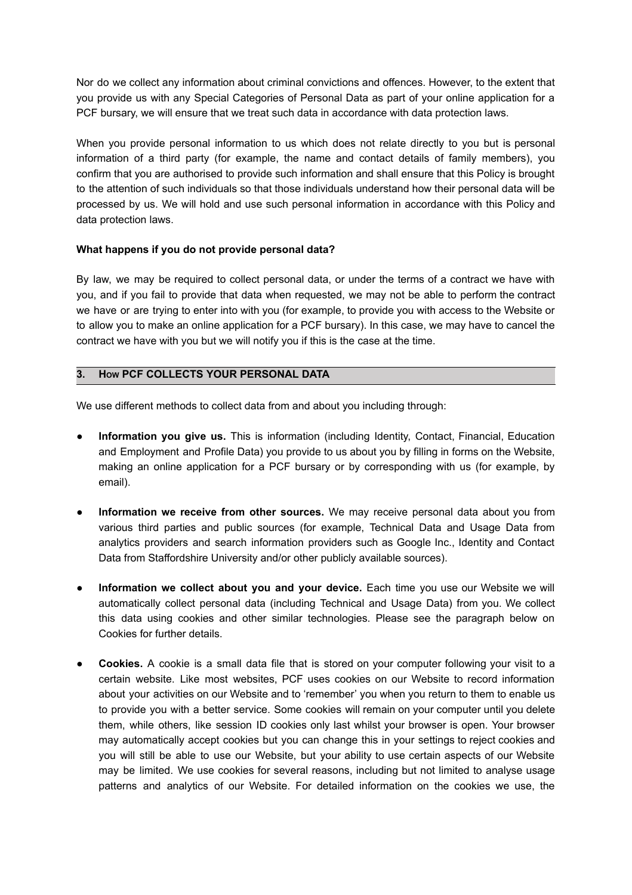Nor do we collect any information about criminal convictions and offences. However, to the extent that you provide us with any Special Categories of Personal Data as part of your online application for a PCF bursary, we will ensure that we treat such data in accordance with data protection laws.

When you provide personal information to us which does not relate directly to you but is personal information of a third party (for example, the name and contact details of family members), you confirm that you are authorised to provide such information and shall ensure that this Policy is brought to the attention of such individuals so that those individuals understand how their personal data will be processed by us. We will hold and use such personal information in accordance with this Policy and data protection laws.

**What happens if you do not provide personal data?**

By law, we may be required to collect personal data, or under the terms of a contract we have with you, and if you fail to provide that data when requested, we may not be able to perform the contract we have or are trying to enter into with you (for example, to provide you with access to the Website or to allow you to make an online application for a PCF bursary). In this case, we may have to cancel the contract we have with you but we will notify you if this is the case at the time.

## 3. HOW PCF COLLECTS YOUR PERSONAL DATA

We use different methods to collect data from and about you including through:

- **Information you give us.** This is information (including Identity, Contact, Financial, Education and Employment and Profile Data) you provide to us about you by filling in forms on the Website, making an online application for a PCF bursary or by corresponding with us (for example, by email).

- **Information we receive from other sources.** We may receive personal data about you from various third parties and public sources (for example, Technical Data and Usage Data from analytics providers and search information providers such as Google Inc., Identity and Contact Data from Staffordshire University and/or other publicly available sources).

- **Information we collect about you and your device.** Each time you use our Website we will automatically collect personal data (including Technical and Usage Data) from you. We collect this data using cookies and other similar technologies. Please see the paragraph below on Cookies for further details.

- **Cookies.** A cookie is a small data file that is stored on your computer following your visit to a certain website. Like most websites, PCF uses cookies on our Website to record information about your activities on our Website and to 'remember' you when you return to them to enable us to provide you with a better service. Some cookies will remain on your computer until you delete them, while others, like session ID cookies only last whilst your browser is open. Your browser may automatically accept cookies but you can change this in your settings to reject cookies and you will still be able to use our Website, but your ability to use certain aspects of our Website may be limited. We use cookies for several reasons, including but not limited to analyse usage patterns and analytics of our Website. For detailed information on the cookies we use, the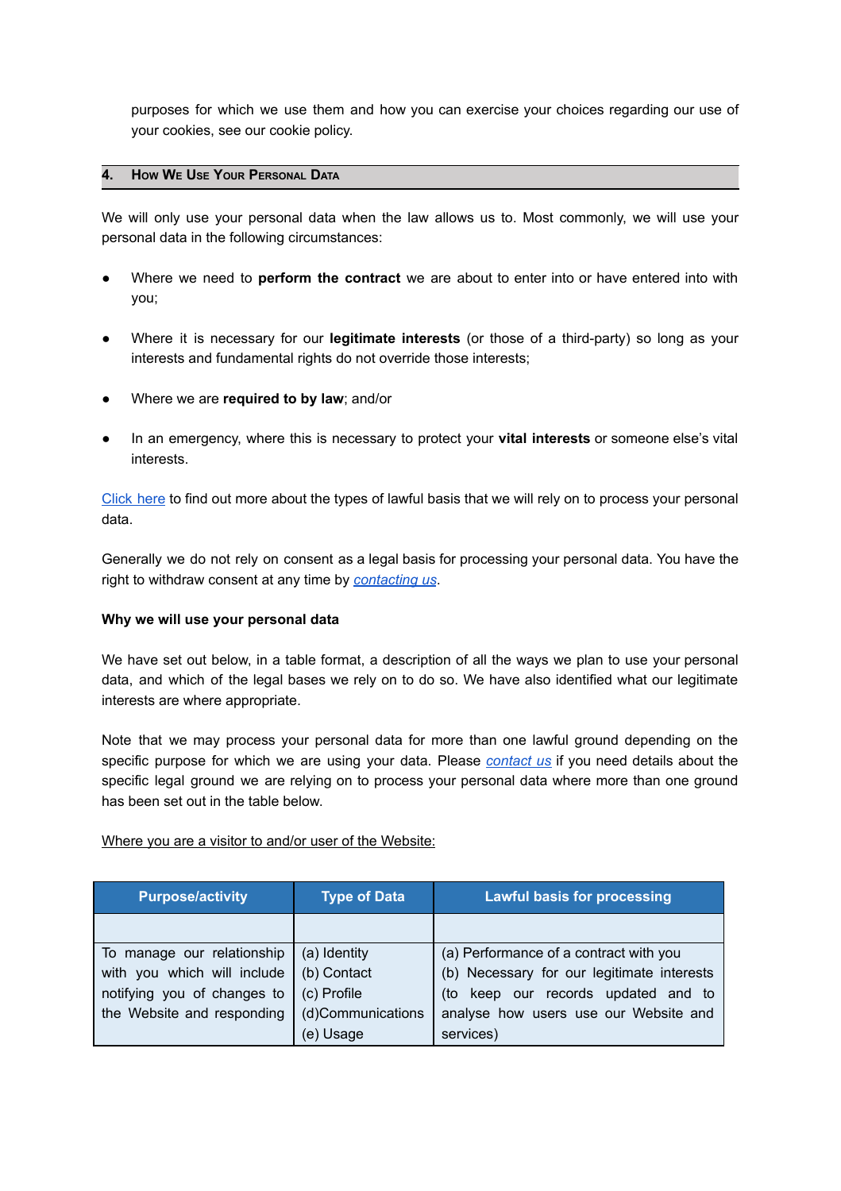purposes for which we use them and how you can exercise your choices regarding our use of your cookies, see our cookie policy.

## 4. How We Use Your Personal Data

We will only use your personal data when the law allows us to. Most commonly, we will use your personal data in the following circumstances:

- Where we need to **perform the contract** we are about to enter into or have entered into with you;
- Where it is necessary for our **legitimate interests** (or those of a third-party) so long as your interests and fundamental rights do not override those interests;
- Where we are **required to by law**; and/or
- In an emergency, where this is necessary to protect your **vital interests** or someone else's vital interests.

Click here to find out more about the types of lawful basis that we will rely on to process your personal data.

Generally we do not rely on consent as a legal basis for processing your personal data. You have the right to withdraw consent at any time by *contacting us*.

**Why we will use your personal data**

We have set out below, in a table format, a description of all the ways we plan to use your personal data, and which of the legal bases we rely on to do so. We have also identified what our legitimate interests are where appropriate.

Note that we may process your personal data for more than one lawful ground depending on the specific purpose for which we are using your data. Please *contact us* if you need details about the specific legal ground we are relying on to process your personal data where more than one ground has been set out in the table below.

Where you are a visitor to and/or user of the Website:

| Purpose/activity | Type of Data | Lawful basis for processing |
| --- | --- | --- |
| | | |
| To manage our relationship with you which will include notifying you of changes to the Website and responding | (a) Identity<br>(b) Contact<br>(c) Profile<br>(d)Communications<br>(e) Usage | (a) Performance of a contract with you<br>(b) Necessary for our legitimate interests (to keep our records updated and to analyse how users use our Website and services) |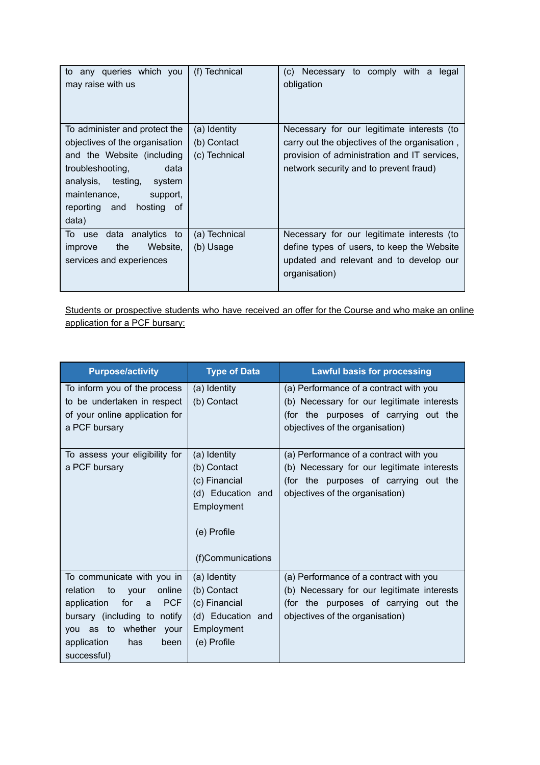| | | |
|---|---|---|
| to any queries which you may raise with us | (f) Technical | (c) Necessary to comply with a legal obligation |
| To administer and protect the objectives of the organisation and the Website (including troubleshooting, data analysis, testing, system maintenance, support, reporting and hosting of data) | (a) Identity<br>(b) Contact<br>(c) Technical | Necessary for our legitimate interests (to carry out the objectives of the organisation , provision of administration and IT services, network security and to prevent fraud) |
| To use data analytics to improve the Website, services and experiences | (a) Technical<br>(b) Usage | Necessary for our legitimate interests (to define types of users, to keep the Website updated and relevant and to develop our organisation) |

<u>Students or prospective students who have received an offer for the Course and who make an online application for a PCF bursary:</u>

| Purpose/activity | Type of Data | Lawful basis for processing |
|---|---|---|
| To inform you of the process to be undertaken in respect of your online application for a PCF bursary | (a) Identity<br>(b) Contact | (a) Performance of a contract with you<br>(b) Necessary for our legitimate interests (for the purposes of carrying out the objectives of the organisation) |
| To assess your eligibility for a PCF bursary | (a) Identity<br>(b) Contact<br>(c) Financial<br>(d) Education and Employment<br>(e) Profile<br>(f)Communications | (a) Performance of a contract with you<br>(b) Necessary for our legitimate interests (for the purposes of carrying out the objectives of the organisation) |
| To communicate with you in relation to your online application for a PCF bursary (including to notify you as to whether your application has been successful) | (a) Identity<br>(b) Contact<br>(c) Financial<br>(d) Education and Employment<br>(e) Profile | (a) Performance of a contract with you<br>(b) Necessary for our legitimate interests (for the purposes of carrying out the objectives of the organisation) |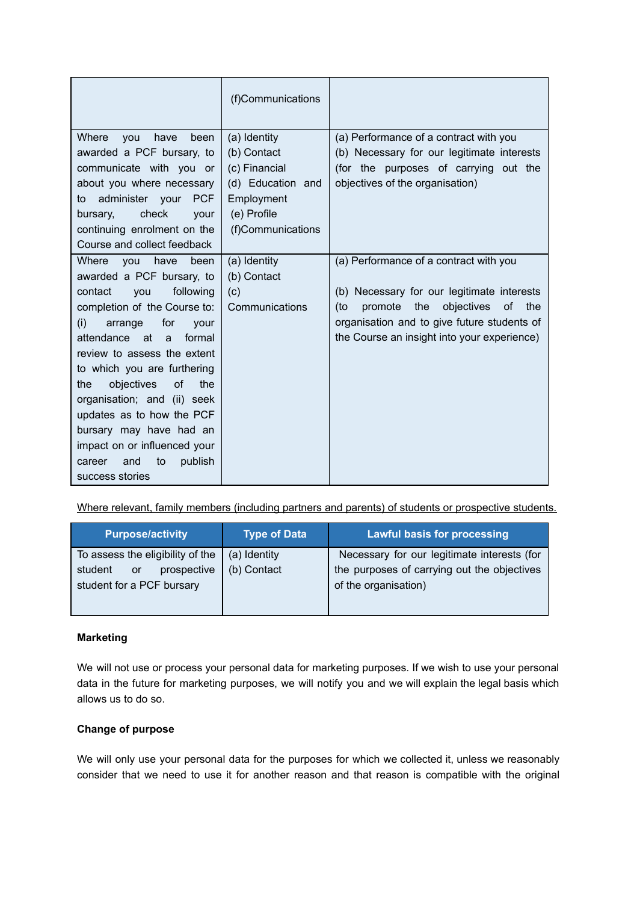| | | |
|---|---|---|
| | (f)Communications | |
| Where you have been awarded a PCF bursary, to communicate with you or about you where necessary to administer your PCF bursary, check your continuing enrolment on the Course and collect feedback | (a) Identity<br>(b) Contact<br>(c) Financial<br>(d) Education and Employment<br>(e) Profile<br>(f)Communications | (a) Performance of a contract with you<br>(b) Necessary for our legitimate interests (for the purposes of carrying out the objectives of the organisation) |
| Where you have been awarded a PCF bursary, to contact you following completion of the Course to: (i) arrange for your attendance at a formal review to assess the extent to which you are furthering the objectives of the organisation; and (ii) seek updates as to how the PCF bursary may have had an impact on or influenced your career and to publish success stories | (a) Identity<br>(b) Contact<br>(c) Communications | (a) Performance of a contract with you<br><br>(b) Necessary for our legitimate interests (to promote the objectives of the organisation and to give future students of the Course an insight into your experience) |

Where relevant, family members (including partners and parents) of students or prospective students.

| Purpose/activity | Type of Data | Lawful basis for processing |
|---|---|---|
| To assess the eligibility of the student or prospective student for a PCF bursary | (a) Identity<br>(b) Contact | Necessary for our legitimate interests (for the purposes of carrying out the objectives of the organisation) |

**Marketing**

We will not use or process your personal data for marketing purposes. If we wish to use your personal data in the future for marketing purposes, we will notify you and we will explain the legal basis which allows us to do so.

**Change of purpose**

We will only use your personal data for the purposes for which we collected it, unless we reasonably consider that we need to use it for another reason and that reason is compatible with the original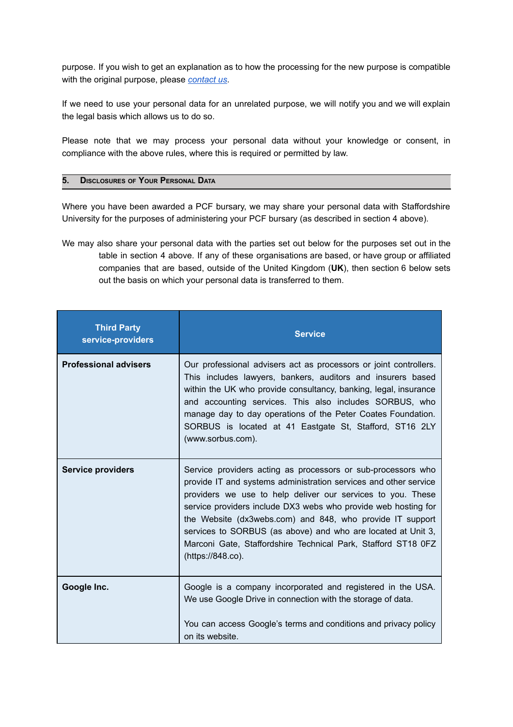purpose. If you wish to get an explanation as to how the processing for the new purpose is compatible with the original purpose, please *contact us*.

If we need to use your personal data for an unrelated purpose, we will notify you and we will explain the legal basis which allows us to do so.

Please note that we may process your personal data without your knowledge or consent, in compliance with the above rules, where this is required or permitted by law.

## 5. Disclosures of Your Personal Data

Where you have been awarded a PCF bursary, we may share your personal data with Staffordshire University for the purposes of administering your PCF bursary (as described in section 4 above).

We may also share your personal data with the parties set out below for the purposes set out in the table in section 4 above. If any of these organisations are based, or have group or affiliated companies that are based, outside of the United Kingdom (**UK**), then section 6 below sets out the basis on which your personal data is transferred to them.

| Third Party service-providers | Service |
|---|---|
| **Professional advisers** | Our professional advisers act as processors or joint controllers. This includes lawyers, bankers, auditors and insurers based within the UK who provide consultancy, banking, legal, insurance and accounting services. This also includes SORBUS, who manage day to day operations of the Peter Coates Foundation. SORBUS is located at 41 Eastgate St, Stafford, ST16 2LY (www.sorbus.com). |
| **Service providers** | Service providers acting as processors or sub-processors who provide IT and systems administration services and other service providers we use to help deliver our services to you. These service providers include DX3 webs who provide web hosting for the Website (dx3webs.com) and 848, who provide IT support services to SORBUS (as above) and who are located at Unit 3, Marconi Gate, Staffordshire Technical Park, Stafford ST18 0FZ (https://848.co). |
| **Google Inc.** | Google is a company incorporated and registered in the USA. We use Google Drive in connection with the storage of data.<br><br>You can access Google's terms and conditions and privacy policy on its website. |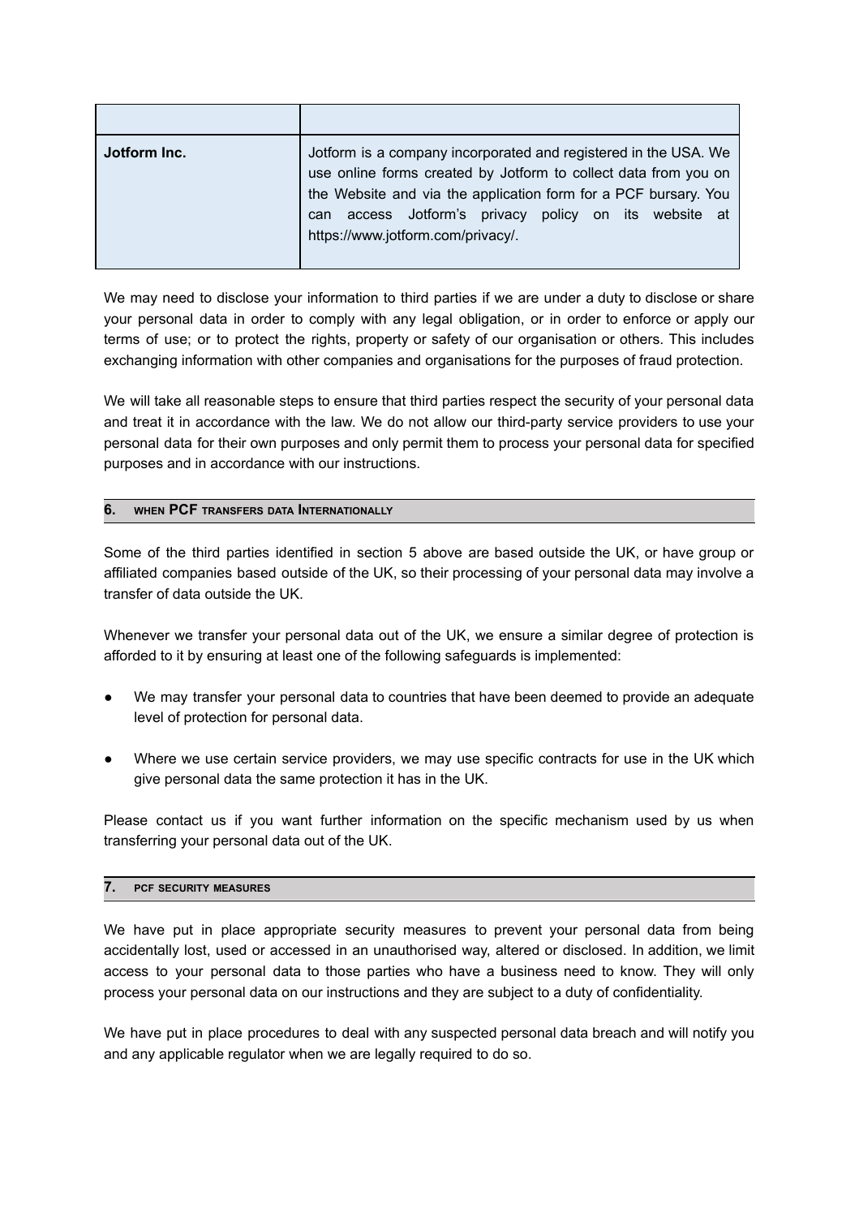| | |
|---|---|
| **Jotform Inc.** | Jotform is a company incorporated and registered in the USA. We use online forms created by Jotform to collect data from you on the Website and via the application form for a PCF bursary. You can access Jotform's privacy policy on its website at https://www.jotform.com/privacy/. |

We may need to disclose your information to third parties if we are under a duty to disclose or share your personal data in order to comply with any legal obligation, or in order to enforce or apply our terms of use; or to protect the rights, property or safety of our organisation or others. This includes exchanging information with other companies and organisations for the purposes of fraud protection.

We will take all reasonable steps to ensure that third parties respect the security of your personal data and treat it in accordance with the law. We do not allow our third-party service providers to use your personal data for their own purposes and only permit them to process your personal data for specified purposes and in accordance with our instructions.

## 6. WHEN PCF TRANSFERS DATA INTERNATIONALLY

Some of the third parties identified in section 5 above are based outside the UK, or have group or affiliated companies based outside of the UK, so their processing of your personal data may involve a transfer of data outside the UK.

Whenever we transfer your personal data out of the UK, we ensure a similar degree of protection is afforded to it by ensuring at least one of the following safeguards is implemented:

- We may transfer your personal data to countries that have been deemed to provide an adequate level of protection for personal data.
- Where we use certain service providers, we may use specific contracts for use in the UK which give personal data the same protection it has in the UK.

Please contact us if you want further information on the specific mechanism used by us when transferring your personal data out of the UK.

## 7. PCF SECURITY MEASURES

We have put in place appropriate security measures to prevent your personal data from being accidentally lost, used or accessed in an unauthorised way, altered or disclosed. In addition, we limit access to your personal data to those parties who have a business need to know. They will only process your personal data on our instructions and they are subject to a duty of confidentiality.

We have put in place procedures to deal with any suspected personal data breach and will notify you and any applicable regulator when we are legally required to do so.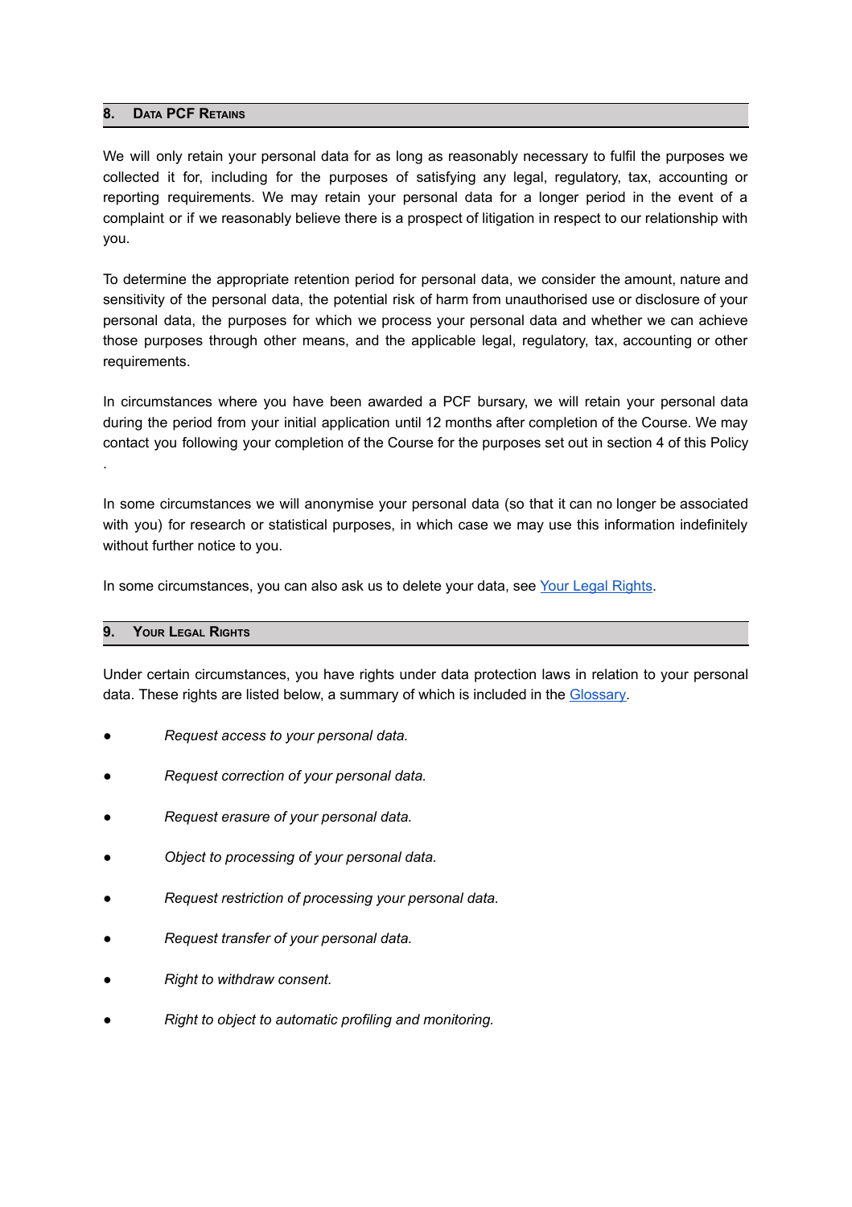## 8. Data PCF Retains

We will only retain your personal data for as long as reasonably necessary to fulfil the purposes we collected it for, including for the purposes of satisfying any legal, regulatory, tax, accounting or reporting requirements. We may retain your personal data for a longer period in the event of a complaint or if we reasonably believe there is a prospect of litigation in respect to our relationship with you.

To determine the appropriate retention period for personal data, we consider the amount, nature and sensitivity of the personal data, the potential risk of harm from unauthorised use or disclosure of your personal data, the purposes for which we process your personal data and whether we can achieve those purposes through other means, and the applicable legal, regulatory, tax, accounting or other requirements.

In circumstances where you have been awarded a PCF bursary, we will retain your personal data during the period from your initial application until 12 months after completion of the Course. We may contact you following your completion of the Course for the purposes set out in section 4 of this Policy .

In some circumstances we will anonymise your personal data (so that it can no longer be associated with you) for research or statistical purposes, in which case we may use this information indefinitely without further notice to you.

In some circumstances, you can also ask us to delete your data, see Your Legal Rights.

## 9. Your Legal Rights

Under certain circumstances, you have rights under data protection laws in relation to your personal data. These rights are listed below, a summary of which is included in the Glossary.

- *Request access to your personal data.*
- *Request correction of your personal data.*
- *Request erasure of your personal data.*
- *Object to processing of your personal data.*
- *Request restriction of processing your personal data.*
- *Request transfer of your personal data.*
- *Right to withdraw consent.*
- *Right to object to automatic profiling and monitoring.*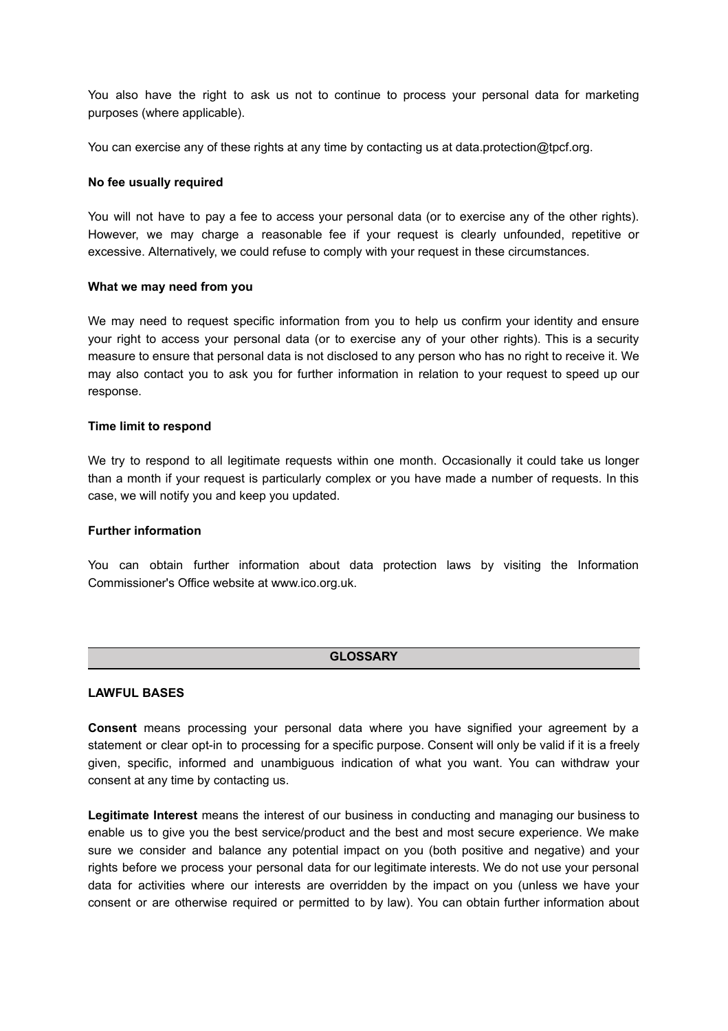You also have the right to ask us not to continue to process your personal data for marketing purposes (where applicable).

You can exercise any of these rights at any time by contacting us at data.protection@tpcf.org.

**No fee usually required**

You will not have to pay a fee to access your personal data (or to exercise any of the other rights). However, we may charge a reasonable fee if your request is clearly unfounded, repetitive or excessive. Alternatively, we could refuse to comply with your request in these circumstances.

**What we may need from you**

We may need to request specific information from you to help us confirm your identity and ensure your right to access your personal data (or to exercise any of your other rights). This is a security measure to ensure that personal data is not disclosed to any person who has no right to receive it. We may also contact you to ask you for further information in relation to your request to speed up our response.

**Time limit to respond**

We try to respond to all legitimate requests within one month. Occasionally it could take us longer than a month if your request is particularly complex or you have made a number of requests. In this case, we will notify you and keep you updated.

**Further information**

You can obtain further information about data protection laws by visiting the Information Commissioner's Office website at www.ico.org.uk.

## GLOSSARY

**LAWFUL BASES**

**Consent** means processing your personal data where you have signified your agreement by a statement or clear opt-in to processing for a specific purpose. Consent will only be valid if it is a freely given, specific, informed and unambiguous indication of what you want. You can withdraw your consent at any time by contacting us.

**Legitimate Interest** means the interest of our business in conducting and managing our business to enable us to give you the best service/product and the best and most secure experience. We make sure we consider and balance any potential impact on you (both positive and negative) and your rights before we process your personal data for our legitimate interests. We do not use your personal data for activities where our interests are overridden by the impact on you (unless we have your consent or are otherwise required or permitted to by law). You can obtain further information about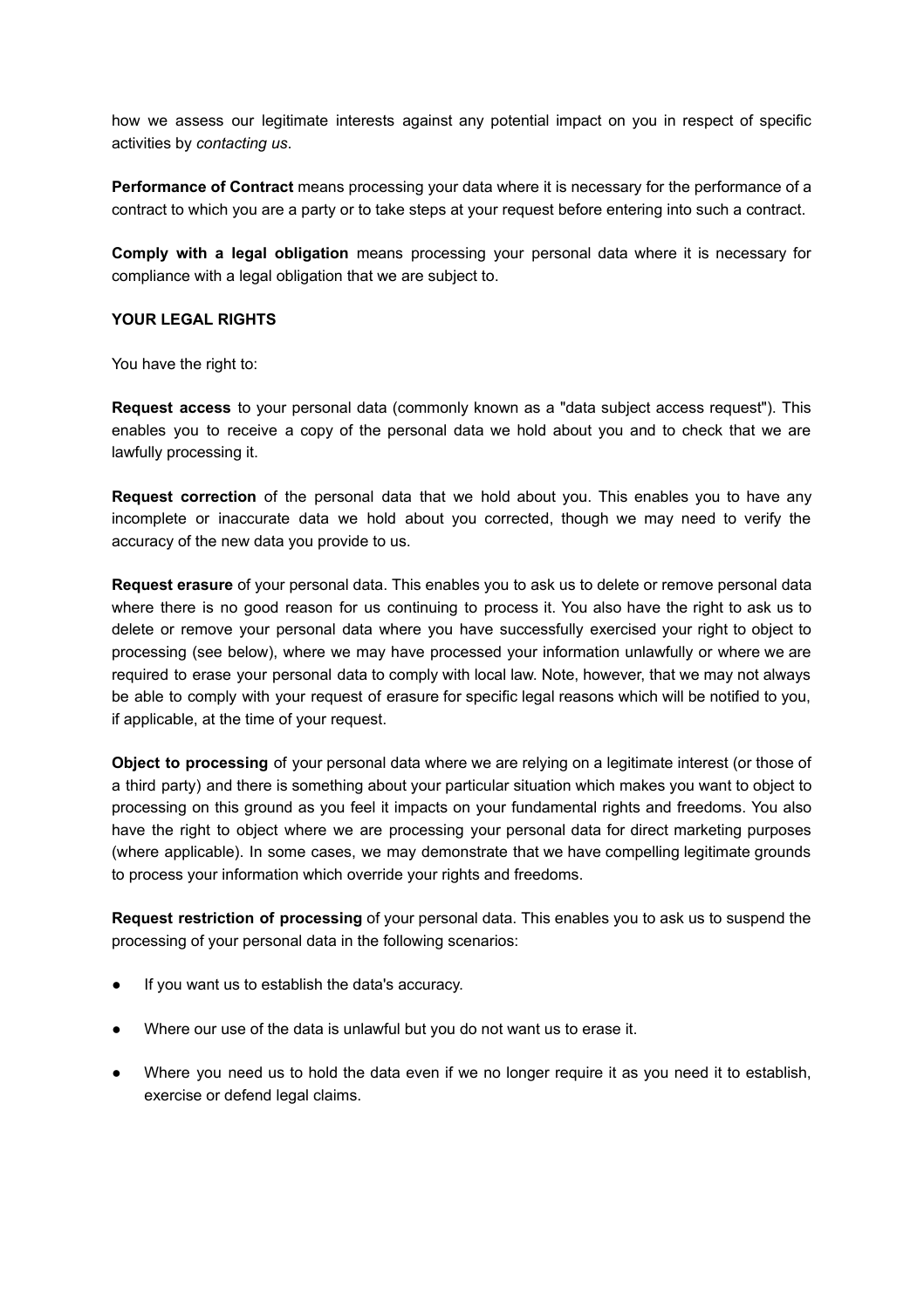how we assess our legitimate interests against any potential impact on you in respect of specific activities by *contacting us*.

**Performance of Contract** means processing your data where it is necessary for the performance of a contract to which you are a party or to take steps at your request before entering into such a contract.

**Comply with a legal obligation** means processing your personal data where it is necessary for compliance with a legal obligation that we are subject to.

**YOUR LEGAL RIGHTS**

You have the right to:

**Request access** to your personal data (commonly known as a "data subject access request"). This enables you to receive a copy of the personal data we hold about you and to check that we are lawfully processing it.

**Request correction** of the personal data that we hold about you. This enables you to have any incomplete or inaccurate data we hold about you corrected, though we may need to verify the accuracy of the new data you provide to us.

**Request erasure** of your personal data. This enables you to ask us to delete or remove personal data where there is no good reason for us continuing to process it. You also have the right to ask us to delete or remove your personal data where you have successfully exercised your right to object to processing (see below), where we may have processed your information unlawfully or where we are required to erase your personal data to comply with local law. Note, however, that we may not always be able to comply with your request of erasure for specific legal reasons which will be notified to you, if applicable, at the time of your request.

**Object to processing** of your personal data where we are relying on a legitimate interest (or those of a third party) and there is something about your particular situation which makes you want to object to processing on this ground as you feel it impacts on your fundamental rights and freedoms. You also have the right to object where we are processing your personal data for direct marketing purposes (where applicable). In some cases, we may demonstrate that we have compelling legitimate grounds to process your information which override your rights and freedoms.

**Request restriction of processing** of your personal data. This enables you to ask us to suspend the processing of your personal data in the following scenarios:

- If you want us to establish the data's accuracy.
- Where our use of the data is unlawful but you do not want us to erase it.
- Where you need us to hold the data even if we no longer require it as you need it to establish, exercise or defend legal claims.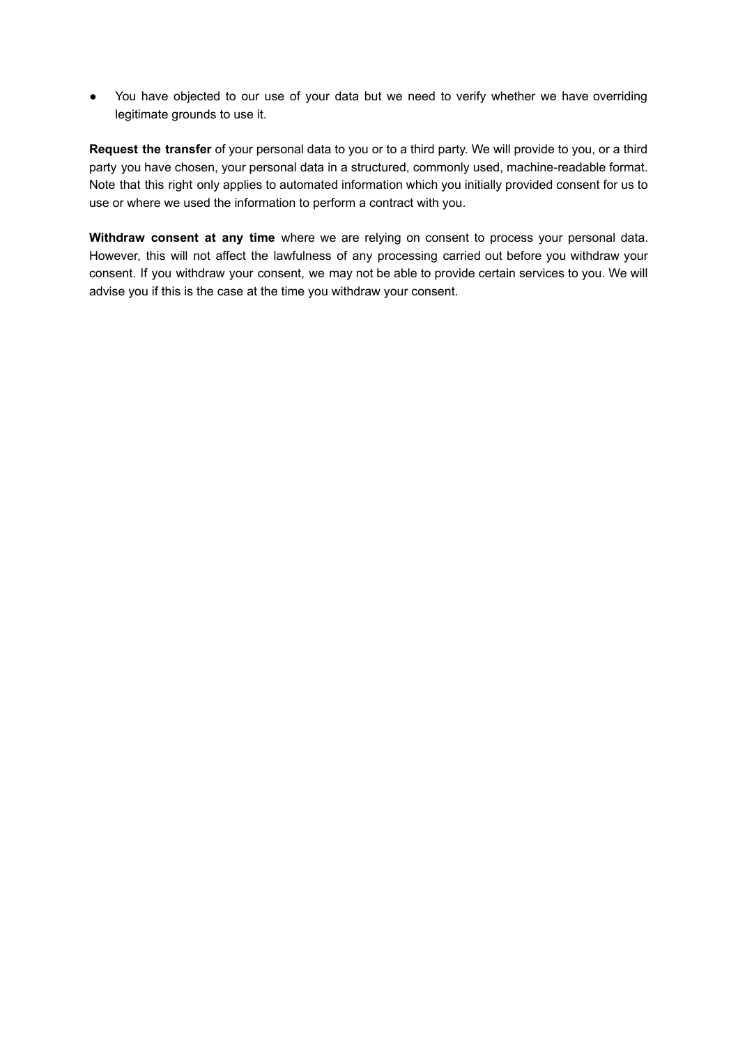- You have objected to our use of your data but we need to verify whether we have overriding legitimate grounds to use it.

**Request the transfer** of your personal data to you or to a third party. We will provide to you, or a third party you have chosen, your personal data in a structured, commonly used, machine-readable format. Note that this right only applies to automated information which you initially provided consent for us to use or where we used the information to perform a contract with you.

**Withdraw consent at any time** where we are relying on consent to process your personal data. However, this will not affect the lawfulness of any processing carried out before you withdraw your consent. If you withdraw your consent, we may not be able to provide certain services to you. We will advise you if this is the case at the time you withdraw your consent.